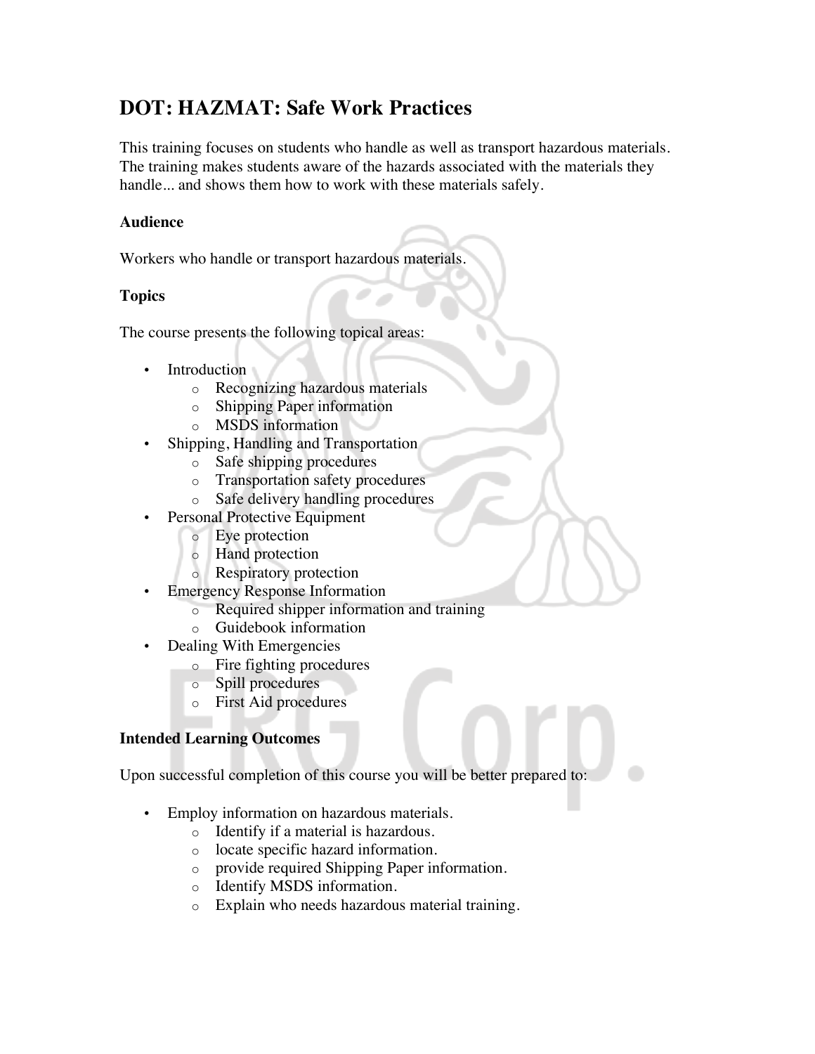# DOT: HAZMAT: Safe Work Practices

This training focuses on students who handle as well as transport hazardous materials. The training makes students aware of the hazards associated with the materials they handle... and shows them how to work with these materials safely.

### Audience

Workers who handle or transport hazardous materials.

### Topics

The course presents the following topical areas:

- Introduction
  - Recognizing hazardous materials
  - Shipping Paper information
  - MSDS information
- Shipping, Handling and Transportation
  - Safe shipping procedures
  - Transportation safety procedures
  - Safe delivery handling procedures
- Personal Protective Equipment
  - Eye protection
  - Hand protection
  - Respiratory protection
- Emergency Response Information
  - Required shipper information and training
  - Guidebook information
- Dealing With Emergencies
  - Fire fighting procedures
  - Spill procedures
  - First Aid procedures

### Intended Learning Outcomes

Upon successful completion of this course you will be better prepared to:

- Employ information on hazardous materials.
  - Identify if a material is hazardous.
  - locate specific hazard information.
  - provide required Shipping Paper information.
  - Identify MSDS information.
  - Explain who needs hazardous material training.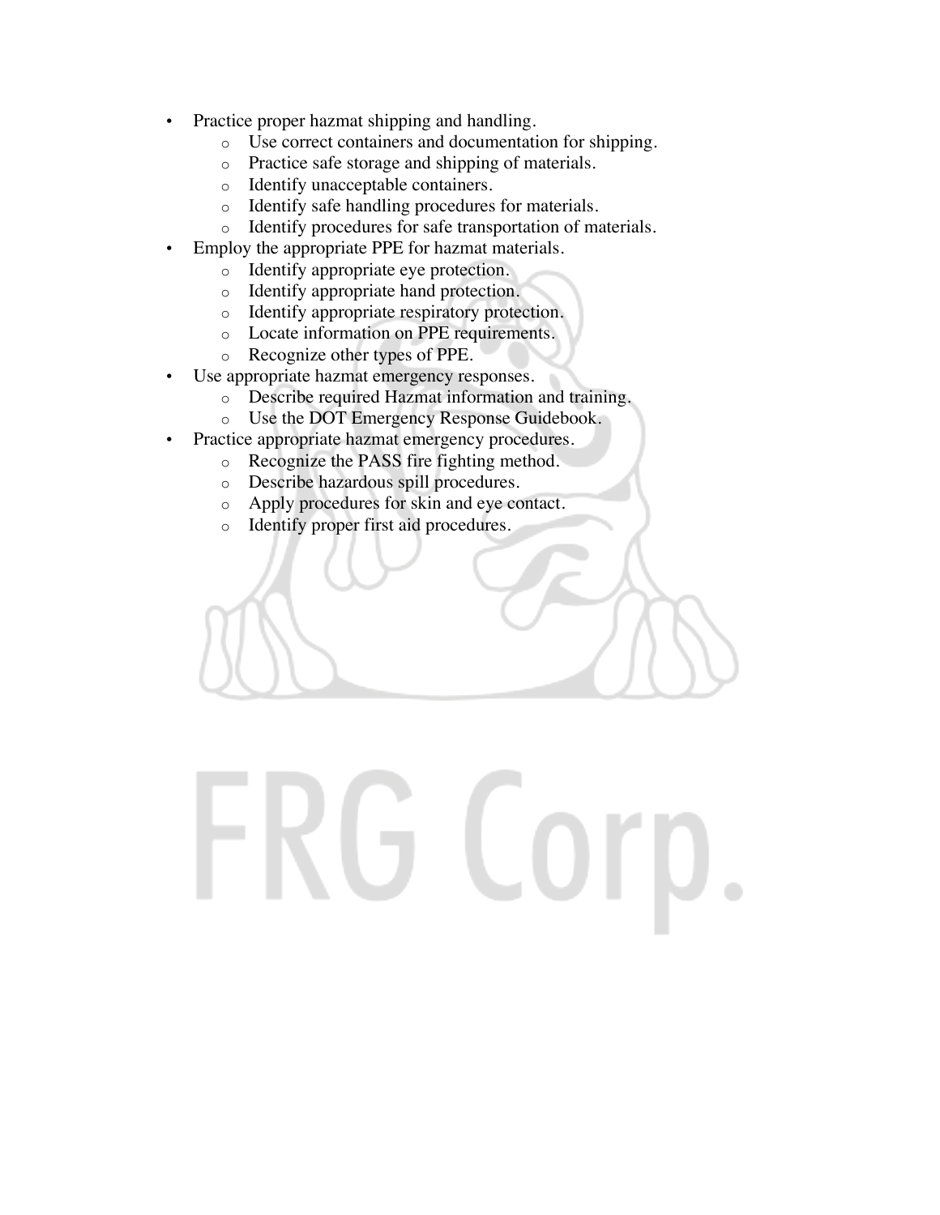- Practice proper hazmat shipping and handling.
  - Use correct containers and documentation for shipping.
  - Practice safe storage and shipping of materials.
  - Identify unacceptable containers.
  - Identify safe handling procedures for materials.
  - Identify procedures for safe transportation of materials.
- Employ the appropriate PPE for hazmat materials.
  - Identify appropriate eye protection.
  - Identify appropriate hand protection.
  - Identify appropriate respiratory protection.
  - Locate information on PPE requirements.
  - Recognize other types of PPE.
- Use appropriate hazmat emergency responses.
  - Describe required Hazmat information and training.
  - Use the DOT Emergency Response Guidebook.
- Practice appropriate hazmat emergency procedures.
  - Recognize the PASS fire fighting method.
  - Describe hazardous spill procedures.
  - Apply procedures for skin and eye contact.
  - Identify proper first aid procedures.